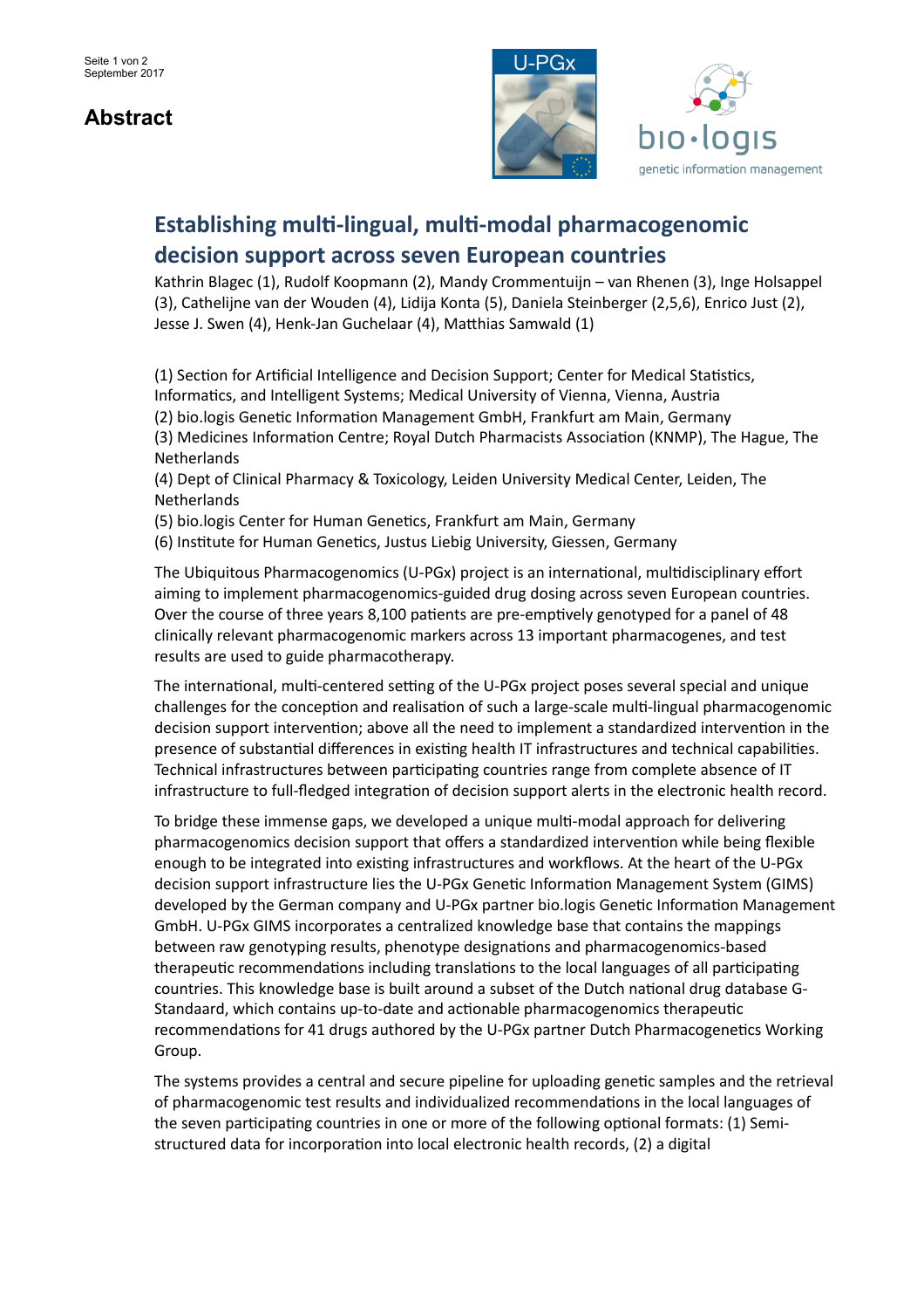# Abstract

## Establishing multi-lingual, multi-modal pharmacogenomic decision support across seven European countries

Kathrin Blagec (1), Rudolf Koopmann (2), Mandy Crommentuijn – van Rhenen (3), Inge Holsappel (3), Cathelijne van der Wouden (4), Lidija Konta (5), Daniela Steinberger (2,5,6), Enrico Just (2), Jesse J. Swen (4), Henk-Jan Guchelaar (4), Matthias Samwald (1)

(1) Section for Artificial Intelligence and Decision Support; Center for Medical Statistics, Informatics, and Intelligent Systems; Medical University of Vienna, Vienna, Austria
(2) bio.logis Genetic Information Management GmbH, Frankfurt am Main, Germany
(3) Medicines Information Centre; Royal Dutch Pharmacists Association (KNMP), The Hague, The Netherlands
(4) Dept of Clinical Pharmacy & Toxicology, Leiden University Medical Center, Leiden, The Netherlands
(5) bio.logis Center for Human Genetics, Frankfurt am Main, Germany
(6) Institute for Human Genetics, Justus Liebig University, Giessen, Germany

The Ubiquitous Pharmacogenomics (U-PGx) project is an international, multidisciplinary effort aiming to implement pharmacogenomics-guided drug dosing across seven European countries. Over the course of three years 8,100 patients are pre-emptively genotyped for a panel of 48 clinically relevant pharmacogenomic markers across 13 important pharmacogenes, and test results are used to guide pharmacotherapy.

The international, multi-centered setting of the U-PGx project poses several special and unique challenges for the conception and realisation of such a large-scale multi-lingual pharmacogenomic decision support intervention; above all the need to implement a standardized intervention in the presence of substantial differences in existing health IT infrastructures and technical capabilities. Technical infrastructures between participating countries range from complete absence of IT infrastructure to full-fledged integration of decision support alerts in the electronic health record.

To bridge these immense gaps, we developed a unique multi-modal approach for delivering pharmacogenomics decision support that offers a standardized intervention while being flexible enough to be integrated into existing infrastructures and workflows. At the heart of the U-PGx decision support infrastructure lies the U-PGx Genetic Information Management System (GIMS) developed by the German company and U-PGx partner bio.logis Genetic Information Management GmbH. U-PGx GIMS incorporates a centralized knowledge base that contains the mappings between raw genotyping results, phenotype designations and pharmacogenomics-based therapeutic recommendations including translations to the local languages of all participating countries. This knowledge base is built around a subset of the Dutch national drug database G-Standaard, which contains up-to-date and actionable pharmacogenomics therapeutic recommendations for 41 drugs authored by the U-PGx partner Dutch Pharmacogenetics Working Group.

The systems provides a central and secure pipeline for uploading genetic samples and the retrieval of pharmacogenomic test results and individualized recommendations in the local languages of the seven participating countries in one or more of the following optional formats: (1) Semi-structured data for incorporation into local electronic health records, (2) a digital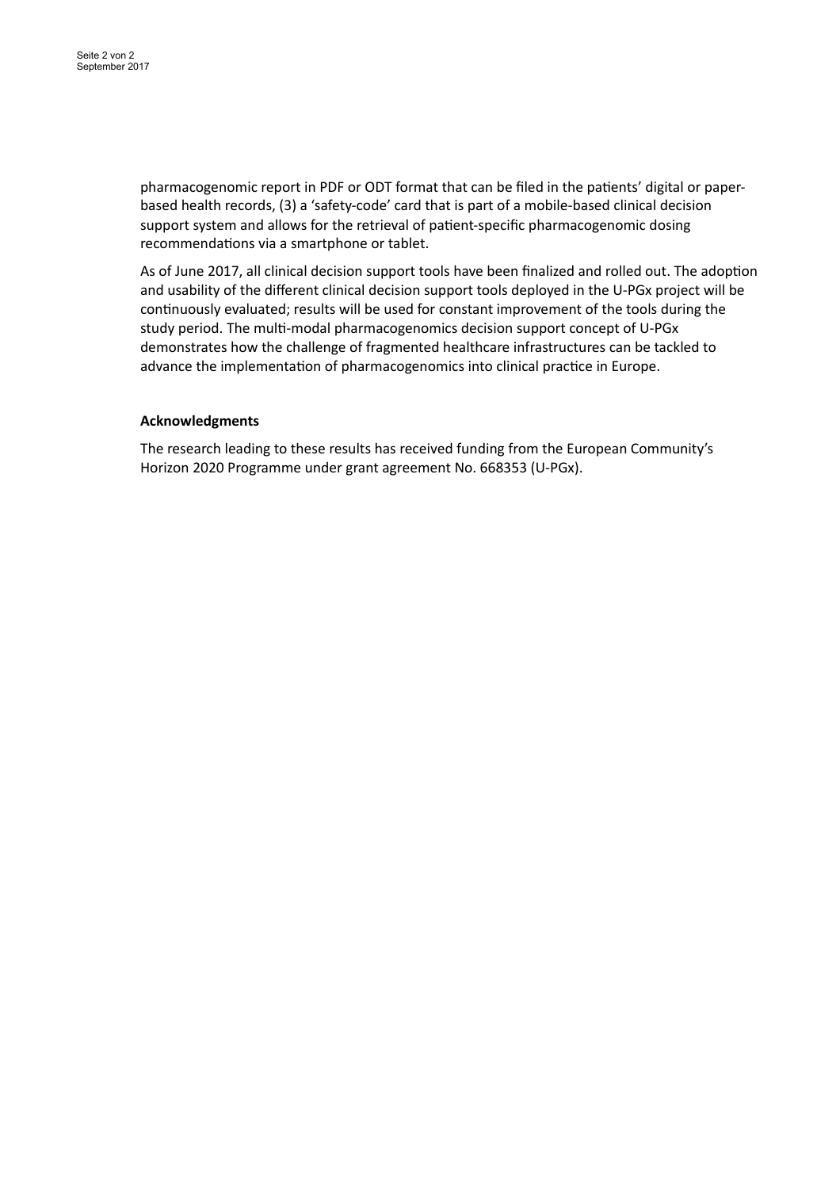pharmacogenomic report in PDF or ODT format that can be filed in the patients' digital or paper-based health records, (3) a 'safety-code' card that is part of a mobile-based clinical decision support system and allows for the retrieval of patient-specific pharmacogenomic dosing recommendations via a smartphone or tablet.

As of June 2017, all clinical decision support tools have been finalized and rolled out. The adoption and usability of the different clinical decision support tools deployed in the U-PGx project will be continuously evaluated; results will be used for constant improvement of the tools during the study period. The multi-modal pharmacogenomics decision support concept of U-PGx demonstrates how the challenge of fragmented healthcare infrastructures can be tackled to advance the implementation of pharmacogenomics into clinical practice in Europe.

**Acknowledgments**

The research leading to these results has received funding from the European Community's Horizon 2020 Programme under grant agreement No. 668353 (U-PGx).